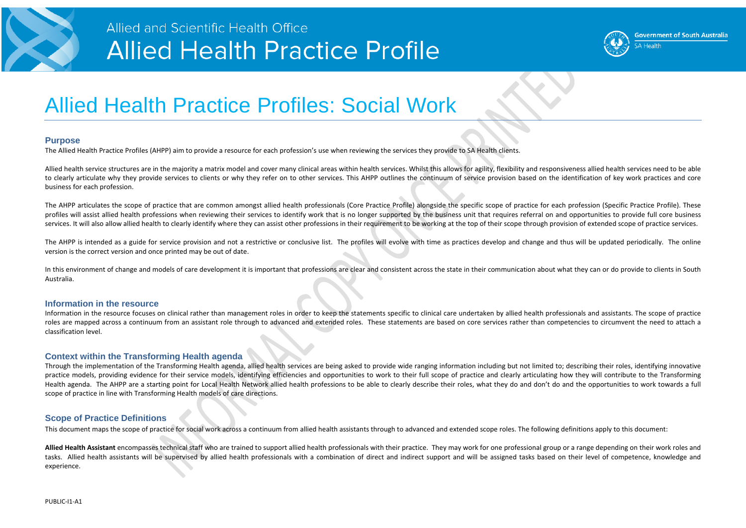Allied and Scientific Health Office

# Allied Health Practice Profile

Government of South Australia
SA Health

# Allied Health Practice Profiles: Social Work

## Purpose

The Allied Health Practice Profiles (AHPP) aim to provide a resource for each profession's use when reviewing the services they provide to SA Health clients.

Allied health service structures are in the majority a matrix model and cover many clinical areas within health services. Whilst this allows for agility, flexibility and responsiveness allied health services need to be able to clearly articulate why they provide services to clients or why they refer on to other services. This AHPP outlines the continuum of service provision based on the identification of key work practices and core business for each profession.

The AHPP articulates the scope of practice that are common amongst allied health professionals (Core Practice Profile) alongside the specific scope of practice for each profession (Specific Practice Profile). These profiles will assist allied health professions when reviewing their services to identify work that is no longer supported by the business unit that requires referral on and opportunities to provide full core business services. It will also allow allied health to clearly identify where they can assist other professions in their requirement to be working at the top of their scope through provision of extended scope of practice services.

The AHPP is intended as a guide for service provision and not a restrictive or conclusive list. The profiles will evolve with time as practices develop and change and thus will be updated periodically. The online version is the correct version and once printed may be out of date.

In this environment of change and models of care development it is important that professions are clear and consistent across the state in their communication about what they can or do provide to clients in South Australia.

## Information in the resource

Information in the resource focuses on clinical rather than management roles in order to keep the statements specific to clinical care undertaken by allied health professionals and assistants. The scope of practice roles are mapped across a continuum from an assistant role through to advanced and extended roles. These statements are based on core services rather than competencies to circumvent the need to attach a classification level.

## Context within the Transforming Health agenda

Through the implementation of the Transforming Health agenda, allied health services are being asked to provide wide ranging information including but not limited to; describing their roles, identifying innovative practice models, providing evidence for their service models, identifying efficiencies and opportunities to work to their full scope of practice and clearly articulating how they will contribute to the Transforming Health agenda. The AHPP are a starting point for Local Health Network allied health professions to be able to clearly describe their roles, what they do and don't do and the opportunities to work towards a full scope of practice in line with Transforming Health models of care directions.

## Scope of Practice Definitions

This document maps the scope of practice for social work across a continuum from allied health assistants through to advanced and extended scope roles. The following definitions apply to this document:

**Allied Health Assistant** encompasses technical staff who are trained to support allied health professionals with their practice. They may work for one professional group or a range depending on their work roles and tasks. Allied health assistants will be supervised by allied health professionals with a combination of direct and indirect support and will be assigned tasks based on their level of competence, knowledge and experience.

PUBLIC-I1-A1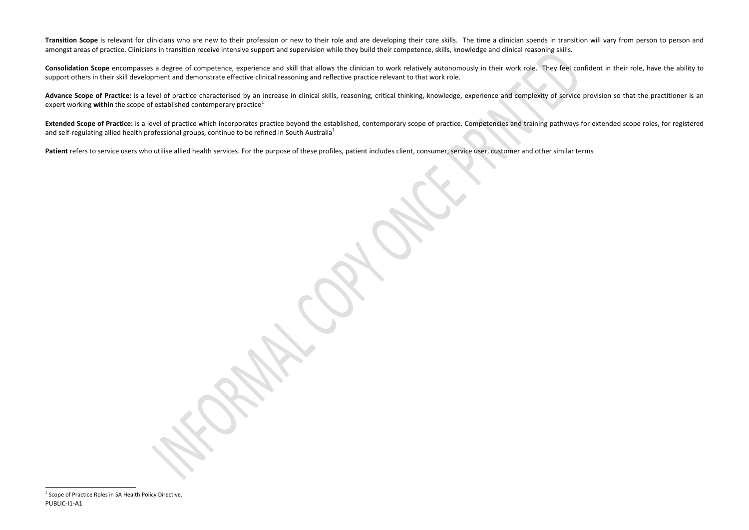**Transition Scope** is relevant for clinicians who are new to their profession or new to their role and are developing their core skills. The time a clinician spends in transition will vary from person to person and amongst areas of practice. Clinicians in transition receive intensive support and supervision while they build their competence, skills, knowledge and clinical reasoning skills.

**Consolidation Scope** encompasses a degree of competence, experience and skill that allows the clinician to work relatively autonomously in their work role. They feel confident in their role, have the ability to support others in their skill development and demonstrate effective clinical reasoning and reflective practice relevant to that work role.

**Advance Scope of Practice:** is a level of practice characterised by an increase in clinical skills, reasoning, critical thinking, knowledge, experience and complexity of service provision so that the practitioner is an expert working **within** the scope of established contemporary practice[1]

**Extended Scope of Practice:** is a level of practice which incorporates practice beyond the established, contemporary scope of practice. Competencies and training pathways for extended scope roles, for registered and self-regulating allied health professional groups, continue to be refined in South Australia[1]

**Patient** refers to service users who utilise allied health services. For the purpose of these profiles, patient includes client, consumer, service user, customer and other similar terms

[1] Scope of Practice Roles in SA Health Policy Directive.

PUBLIC-I1-A1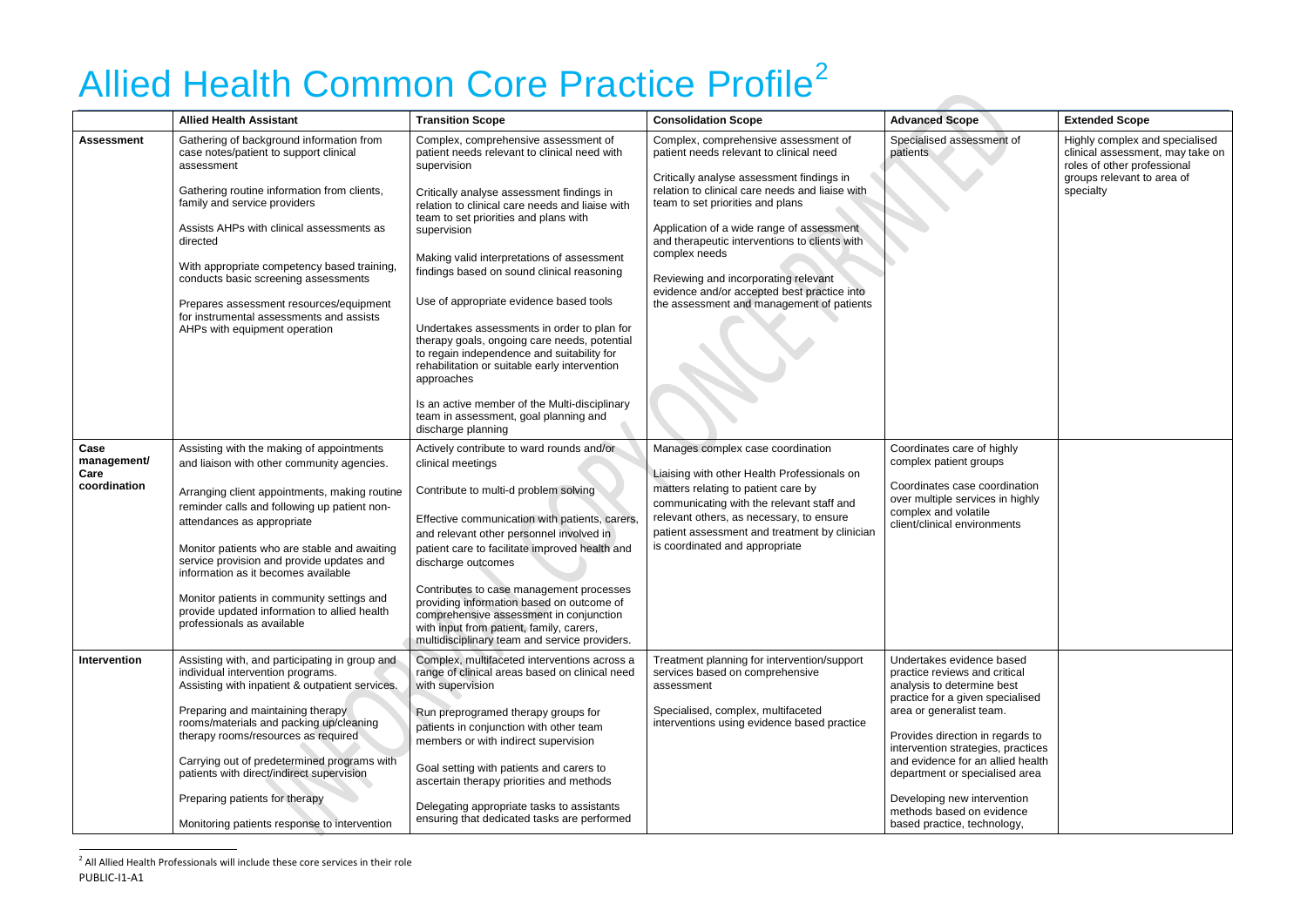# Allied Health Common Core Practice Profile[2]

| | Allied Health Assistant | Transition Scope | Consolidation Scope | Advanced Scope | Extended Scope |
|---|---|---|---|---|---|
| **Assessment** | Gathering of background information from case notes/patient to support clinical assessment<br><br>Gathering routine information from clients, family and service providers<br><br>Assists AHPs with clinical assessments as directed<br><br>With appropriate competency based training, conducts basic screening assessments<br><br>Prepares assessment resources/equipment for instrumental assessments and assists AHPs with equipment operation | Complex, comprehensive assessment of patient needs relevant to clinical need with supervision<br><br>Critically analyse assessment findings in relation to clinical care needs and liaise with team to set priorities and plans with supervision<br><br>Making valid interpretations of assessment findings based on sound clinical reasoning<br><br>Use of appropriate evidence based tools<br><br>Undertakes assessments in order to plan for therapy goals, ongoing care needs, potential to regain independence and suitability for rehabilitation or suitable early intervention approaches<br><br>Is an active member of the Multi-disciplinary team in assessment, goal planning and discharge planning | Complex, comprehensive assessment of patient needs relevant to clinical need<br><br>Critically analyse assessment findings in relation to clinical care needs and liaise with team to set priorities and plans<br><br>Application of a wide range of assessment and therapeutic interventions to clients with complex needs<br><br>Reviewing and incorporating relevant evidence and/or accepted best practice into the assessment and management of patients | Specialised assessment of patients | Highly complex and specialised clinical assessment, may take on roles of other professional groups relevant to area of specialty |
| **Case management/ Care coordination** | Assisting with the making of appointments and liaison with other community agencies.<br><br>Arranging client appointments, making routine reminder calls and following up patient non-attendances as appropriate<br><br>Monitor patients who are stable and awaiting service provision and provide updates and information as it becomes available<br><br>Monitor patients in community settings and provide updated information to allied health professionals as available | Actively contribute to ward rounds and/or clinical meetings<br><br>Contribute to multi-d problem solving<br><br>Effective communication with patients, carers, and relevant other personnel involved in patient care to facilitate improved health and discharge outcomes<br><br>Contributes to case management processes providing information based on outcome of comprehensive assessment in conjunction with input from patient, family, carers, multidisciplinary team and service providers. | Manages complex case coordination<br><br>Liaising with other Health Professionals on matters relating to patient care by communicating with the relevant staff and relevant others, as necessary, to ensure patient assessment and treatment by clinician is coordinated and appropriate | Coordinates care of highly complex patient groups<br><br>Coordinates case coordination over multiple services in highly complex and volatile client/clinical environments | |
| **Intervention** | Assisting with, and participating in group and individual intervention programs. Assisting with inpatient & outpatient services.<br><br>Preparing and maintaining therapy rooms/materials and packing up/cleaning therapy rooms/resources as required<br><br>Carrying out of predetermined programs with patients with direct/indirect supervision<br><br>Preparing patients for therapy<br><br>Monitoring patients response to intervention | Complex, multifaceted interventions across a range of clinical areas based on clinical need with supervision<br><br>Run preprogramed therapy groups for patients in conjunction with other team members or with indirect supervision<br><br>Goal setting with patients and carers to ascertain therapy priorities and methods<br><br>Delegating appropriate tasks to assistants ensuring that dedicated tasks are performed | Treatment planning for intervention/support services based on comprehensive assessment<br><br>Specialised, complex, multifaceted interventions using evidence based practice | Undertakes evidence based practice reviews and critical analysis to determine best practice for a given specialised area or generalist team.<br><br>Provides direction in regards to intervention strategies, practices and evidence for an allied health department or specialised area<br><br>Developing new intervention methods based on evidence based practice, technology, | |

[2] All Allied Health Professionals will include these core services in their role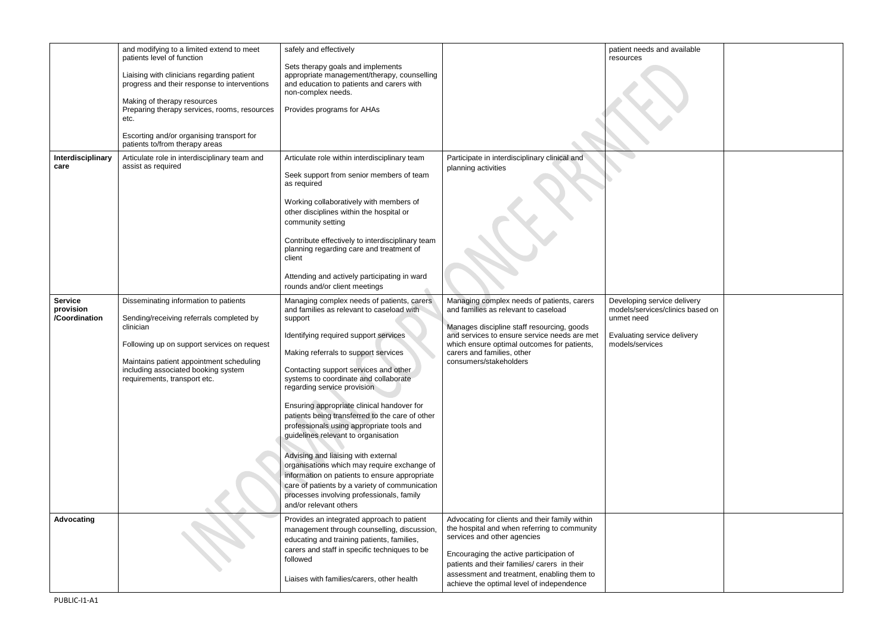|  |  |  |  |  |  |
|---|---|---|---|---|---|
|  | and modifying to a limited extend to meet patients level of function<br><br>Liaising with clinicians regarding patient progress and their response to interventions<br><br>Making of therapy resources<br>Preparing therapy services, rooms, resources etc.<br><br>Escorting and/or organising transport for patients to/from therapy areas | safely and effectively<br><br>Sets therapy goals and implements appropriate management/therapy, counselling and education to patients and carers with non-complex needs.<br><br>Provides programs for AHAs |  | patient needs and available resources |  |
| **Interdisciplinary care** | Articulate role in interdisciplinary team and assist as required | Articulate role within interdisciplinary team<br><br>Seek support from senior members of team as required<br><br>Working collaboratively with members of other disciplines within the hospital or community setting<br><br>Contribute effectively to interdisciplinary team planning regarding care and treatment of client<br><br>Attending and actively participating in ward rounds and/or client meetings | Participate in interdisciplinary clinical and planning activities |  |  |
| **Service provision /Coordination** | Disseminating information to patients<br><br>Sending/receiving referrals completed by clinician<br><br>Following up on support services on request<br><br>Maintains patient appointment scheduling including associated booking system requirements, transport etc. | Managing complex needs of patients, carers and families as relevant to caseload with support<br><br>Identifying required support services<br><br>Making referrals to support services<br><br>Contacting support services and other systems to coordinate and collaborate regarding service provision<br><br>Ensuring appropriate clinical handover for patients being transferred to the care of other professionals using appropriate tools and guidelines relevant to organisation<br><br>Advising and liaising with external organisations which may require exchange of information on patients to ensure appropriate care of patients by a variety of communication processes involving professionals, family and/or relevant others | Managing complex needs of patients, carers and families as relevant to caseload<br><br>Manages discipline staff resourcing, goods and services to ensure service needs are met which ensure optimal outcomes for patients, carers and families, other consumers/stakeholders | Developing service delivery models/services/clinics based on unmet need<br><br>Evaluating service delivery models/services |  |
| **Advocating** |  | Provides an integrated approach to patient management through counselling, discussion, educating and training patients, families, carers and staff in specific techniques to be followed<br><br>Liaises with families/carers, other health | Advocating for clients and their family within the hospital and when referring to community services and other agencies<br><br>Encouraging the active participation of patients and their families/ carers in their assessment and treatment, enabling them to achieve the optimal level of independence |  |  |

PUBLIC-I1-A1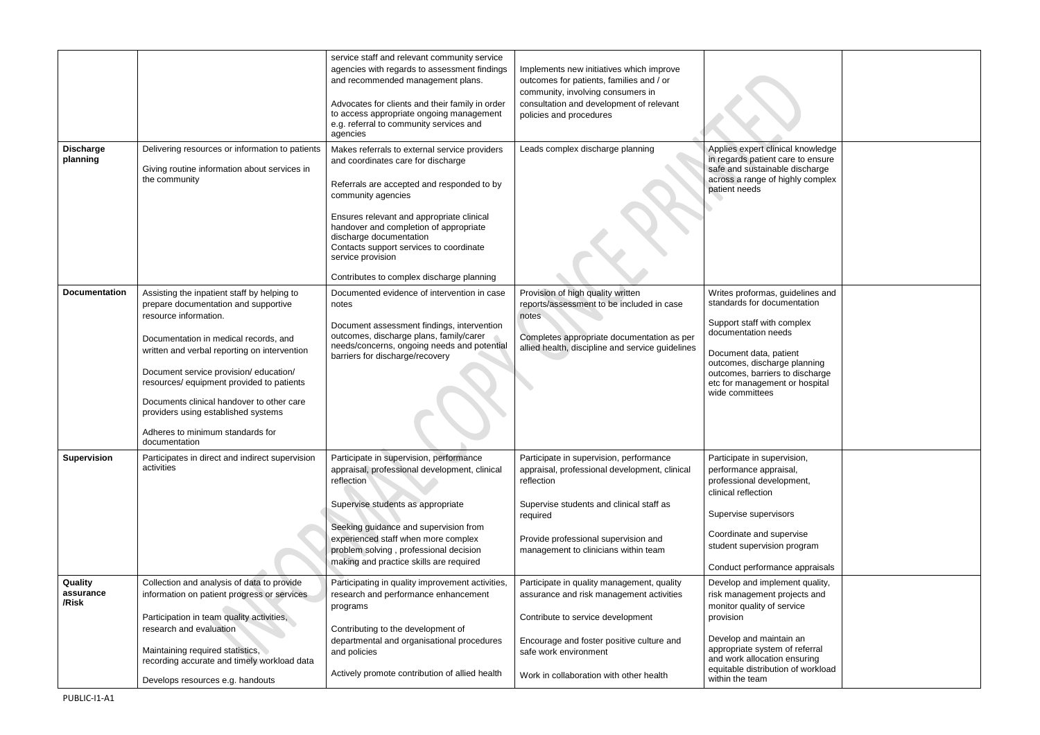| | | | | | |
|---|---|---|---|---|---|
| | | service staff and relevant community service agencies with regards to assessment findings and recommended management plans.<br><br>Advocates for clients and their family in order to access appropriate ongoing management e.g. referral to community services and agencies | Implements new initiatives which improve outcomes for patients, families and / or community, involving consumers in consultation and development of relevant policies and procedures | | |
| **Discharge planning** | Delivering resources or information to patients<br><br>Giving routine information about services in the community | Makes referrals to external service providers and coordinates care for discharge<br><br>Referrals are accepted and responded to by community agencies<br><br>Ensures relevant and appropriate clinical handover and completion of appropriate discharge documentation<br>Contacts support services to coordinate service provision<br><br>Contributes to complex discharge planning | Leads complex discharge planning | Applies expert clinical knowledge in regards patient care to ensure safe and sustainable discharge across a range of highly complex patient needs | |
| **Documentation** | Assisting the inpatient staff by helping to prepare documentation and supportive resource information.<br><br>Documentation in medical records, and written and verbal reporting on intervention<br><br>Document service provision/ education/ resources/ equipment provided to patients<br><br>Documents clinical handover to other care providers using established systems<br><br>Adheres to minimum standards for documentation | Documented evidence of intervention in case notes<br><br>Document assessment findings, intervention outcomes, discharge plans, family/carer needs/concerns, ongoing needs and potential barriers for discharge/recovery | Provision of high quality written reports/assessment to be included in case notes<br><br>Completes appropriate documentation as per allied health, discipline and service guidelines | Writes proformas, guidelines and standards for documentation<br><br>Support staff with complex documentation needs<br><br>Document data, patient outcomes, discharge planning outcomes, barriers to discharge etc for management or hospital wide committees | |
| **Supervision** | Participates in direct and indirect supervision activities | Participate in supervision, performance appraisal, professional development, clinical reflection<br><br>Supervise students as appropriate<br><br>Seeking guidance and supervision from experienced staff when more complex problem solving , professional decision making and practice skills are required | Participate in supervision, performance appraisal, professional development, clinical reflection<br><br>Supervise students and clinical staff as required<br><br>Provide professional supervision and management to clinicians within team | Participate in supervision, performance appraisal, professional development, clinical reflection<br><br>Supervise supervisors<br><br>Coordinate and supervise student supervision program<br><br>Conduct performance appraisals | |
| **Quality assurance /Risk** | Collection and analysis of data to provide information on patient progress or services<br><br>Participation in team quality activities, research and evaluation<br><br>Maintaining required statistics, recording accurate and timely workload data<br><br>Develops resources e.g. handouts | Participating in quality improvement activities, research and performance enhancement programs<br><br>Contributing to the development of departmental and organisational procedures and policies<br><br>Actively promote contribution of allied health | Participate in quality management, quality assurance and risk management activities<br><br>Contribute to service development<br><br>Encourage and foster positive culture and safe work environment<br><br>Work in collaboration with other health | Develop and implement quality, risk management projects and monitor quality of service provision<br><br>Develop and maintain an appropriate system of referral and work allocation ensuring equitable distribution of workload within the team | |

PUBLIC-I1-A1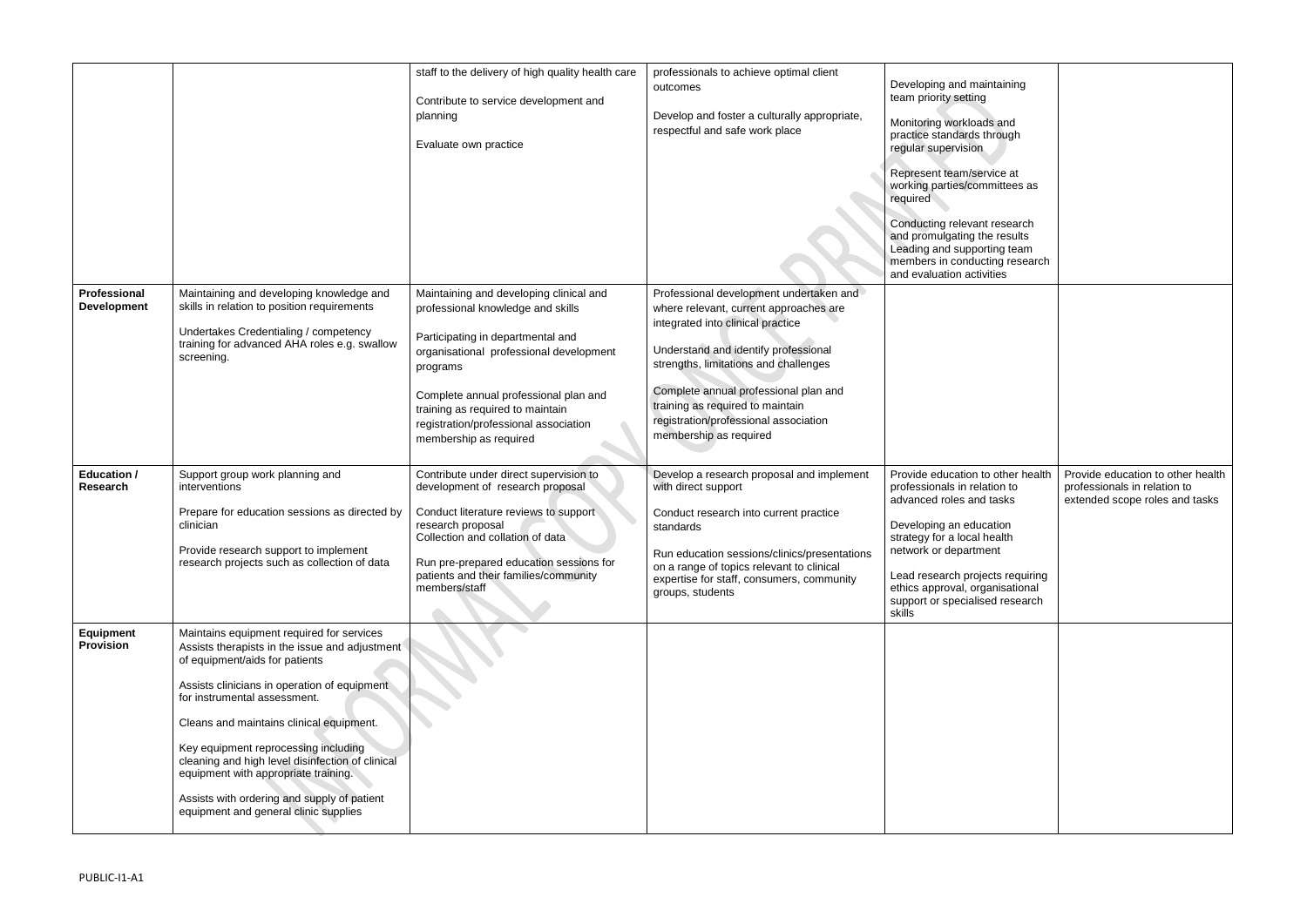| | | | | | |
|---|---|---|---|---|---|
| | | staff to the delivery of high quality health care<br><br>Contribute to service development and planning<br><br>Evaluate own practice | professionals to achieve optimal client outcomes<br><br>Develop and foster a culturally appropriate, respectful and safe work place | Developing and maintaining team priority setting<br><br>Monitoring workloads and practice standards through regular supervision<br><br>Represent team/service at working parties/committees as required<br><br>Conducting relevant research and promulgating the results Leading and supporting team members in conducting research and evaluation activities | |
| **Professional Development** | Maintaining and developing knowledge and skills in relation to position requirements<br><br>Undertakes Credentialing / competency training for advanced AHA roles e.g. swallow screening. | Maintaining and developing clinical and professional knowledge and skills<br><br>Participating in departmental and organisational professional development programs<br><br>Complete annual professional plan and training as required to maintain registration/professional association membership as required | Professional development undertaken and where relevant, current approaches are integrated into clinical practice<br><br>Understand and identify professional strengths, limitations and challenges<br><br>Complete annual professional plan and training as required to maintain registration/professional association membership as required | | |
| **Education / Research** | Support group work planning and interventions<br><br>Prepare for education sessions as directed by clinician<br><br>Provide research support to implement research projects such as collection of data | Contribute under direct supervision to development of research proposal<br><br>Conduct literature reviews to support research proposal<br>Collection and collation of data<br><br>Run pre-prepared education sessions for patients and their families/community members/staff | Develop a research proposal and implement with direct support<br><br>Conduct research into current practice standards<br><br>Run education sessions/clinics/presentations on a range of topics relevant to clinical expertise for staff, consumers, community groups, students | Provide education to other health professionals in relation to advanced roles and tasks<br><br>Developing an education strategy for a local health network or department<br><br>Lead research projects requiring ethics approval, organisational support or specialised research skills | Provide education to other health professionals in relation to extended scope roles and tasks |
| **Equipment Provision** | Maintains equipment required for services<br>Assists therapists in the issue and adjustment of equipment/aids for patients<br><br>Assists clinicians in operation of equipment for instrumental assessment.<br><br>Cleans and maintains clinical equipment.<br><br>Key equipment reprocessing including cleaning and high level disinfection of clinical equipment with appropriate training.<br><br>Assists with ordering and supply of patient equipment and general clinic supplies | | | | |

PUBLIC-I1-A1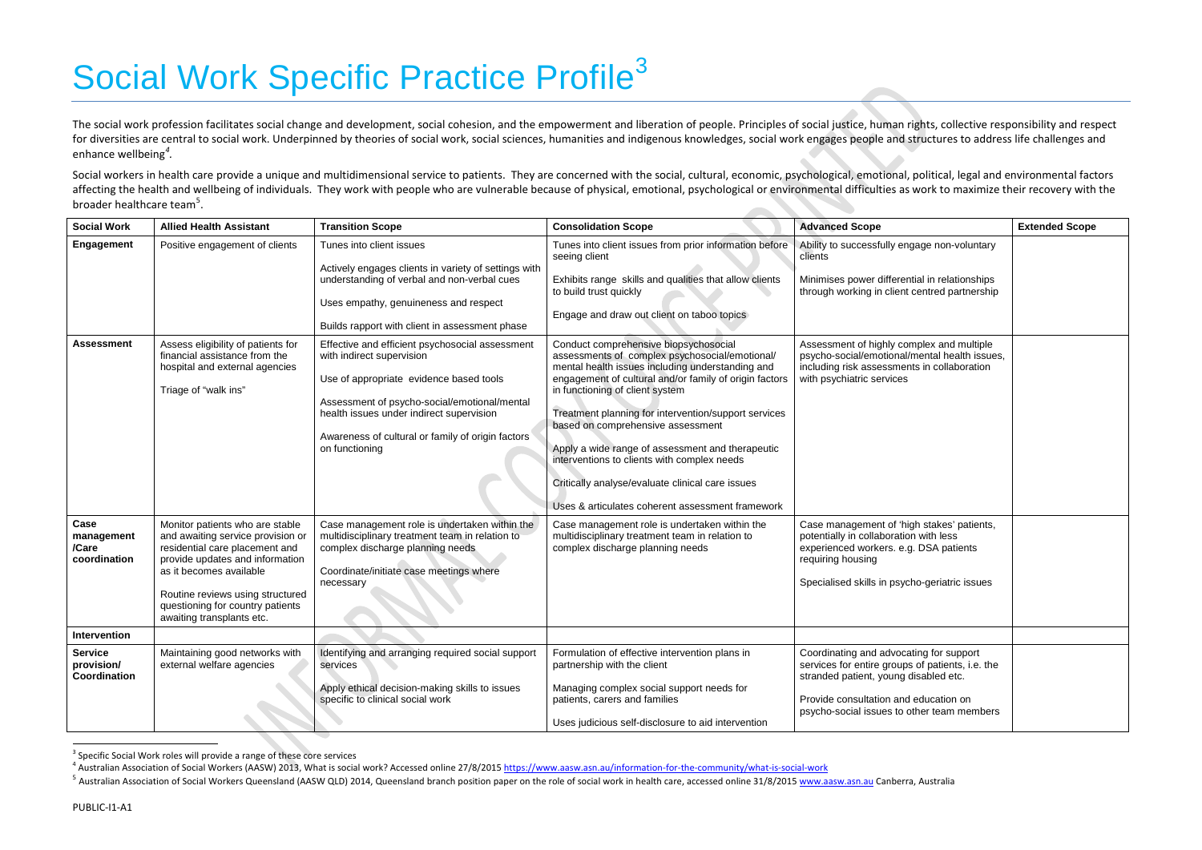# Social Work Specific Practice Profile[3]

The social work profession facilitates social change and development, social cohesion, and the empowerment and liberation of people. Principles of social justice, human rights, collective responsibility and respect for diversities are central to social work. Underpinned by theories of social work, social sciences, humanities and indigenous knowledges, social work engages people and structures to address life challenges and enhance wellbeing[4].

Social workers in health care provide a unique and multidimensional service to patients. They are concerned with the social, cultural, economic, psychological, emotional, political, legal and environmental factors affecting the health and wellbeing of individuals. They work with people who are vulnerable because of physical, emotional, psychological or environmental difficulties as work to maximize their recovery with the broader healthcare team[5].

| Social Work | Allied Health Assistant | Transition Scope | Consolidation Scope | Advanced Scope | Extended Scope |
|---|---|---|---|---|---|
| **Engagement** | Positive engagement of clients | Tunes into client issues<br><br>Actively engages clients in variety of settings with understanding of verbal and non-verbal cues<br><br>Uses empathy, genuineness and respect<br><br>Builds rapport with client in assessment phase | Tunes into client issues from prior information before seeing client<br><br>Exhibits range skills and qualities that allow clients to build trust quickly<br><br>Engage and draw out client on taboo topics | Ability to successfully engage non-voluntary clients<br><br>Minimises power differential in relationships through working in client centred partnership | |
| **Assessment** | Assess eligibility of patients for financial assistance from the hospital and external agencies<br><br>Triage of "walk ins" | Effective and efficient psychosocial assessment with indirect supervision<br><br>Use of appropriate evidence based tools<br><br>Assessment of psycho-social/emotional/mental health issues under indirect supervision<br><br>Awareness of cultural or family of origin factors on functioning | Conduct comprehensive biopsychosocial assessments of complex psychosocial/emotional/ mental health issues including understanding and engagement of cultural and/or family of origin factors in functioning of client system<br><br>Treatment planning for intervention/support services based on comprehensive assessment<br><br>Apply a wide range of assessment and therapeutic interventions to clients with complex needs<br><br>Critically analyse/evaluate clinical care issues<br><br>Uses & articulates coherent assessment framework | Assessment of highly complex and multiple psycho-social/emotional/mental health issues, including risk assessments in collaboration with psychiatric services | |
| **Case management /Care coordination** | Monitor patients who are stable and awaiting service provision or residential care placement and provide updates and information as it becomes available<br><br>Routine reviews using structured questioning for country patients awaiting transplants etc. | Case management role is undertaken within the multidisciplinary treatment team in relation to complex discharge planning needs<br><br>Coordinate/initiate case meetings where necessary | Case management role is undertaken within the multidisciplinary treatment team in relation to complex discharge planning needs | Case management of 'high stakes' patients, potentially in collaboration with less experienced workers. e.g. DSA patients requiring housing<br><br>Specialised skills in psycho-geriatric issues | |
| **Intervention** | | | | | |
| **Service provision/ Coordination** | Maintaining good networks with external welfare agencies | Identifying and arranging required social support services<br><br>Apply ethical decision-making skills to issues specific to clinical social work | Formulation of effective intervention plans in partnership with the client<br><br>Managing complex social support needs for patients, carers and families<br><br>Uses judicious self-disclosure to aid intervention | Coordinating and advocating for support services for entire groups of patients, i.e. the stranded patient, young disabled etc.<br><br>Provide consultation and education on psycho-social issues to other team members | |

[3] Specific Social Work roles will provide a range of these core services

[4] Australian Association of Social Workers (AASW) 2013, What is social work? Accessed online 27/8/2015 https://www.aasw.asn.au/information-for-the-community/what-is-social-work

[5] Australian Association of Social Workers Queensland (AASW QLD) 2014, Queensland branch position paper on the role of social work in health care, accessed online 31/8/2015 www.aasw.asn.au Canberra, Australia

PUBLIC-I1-A1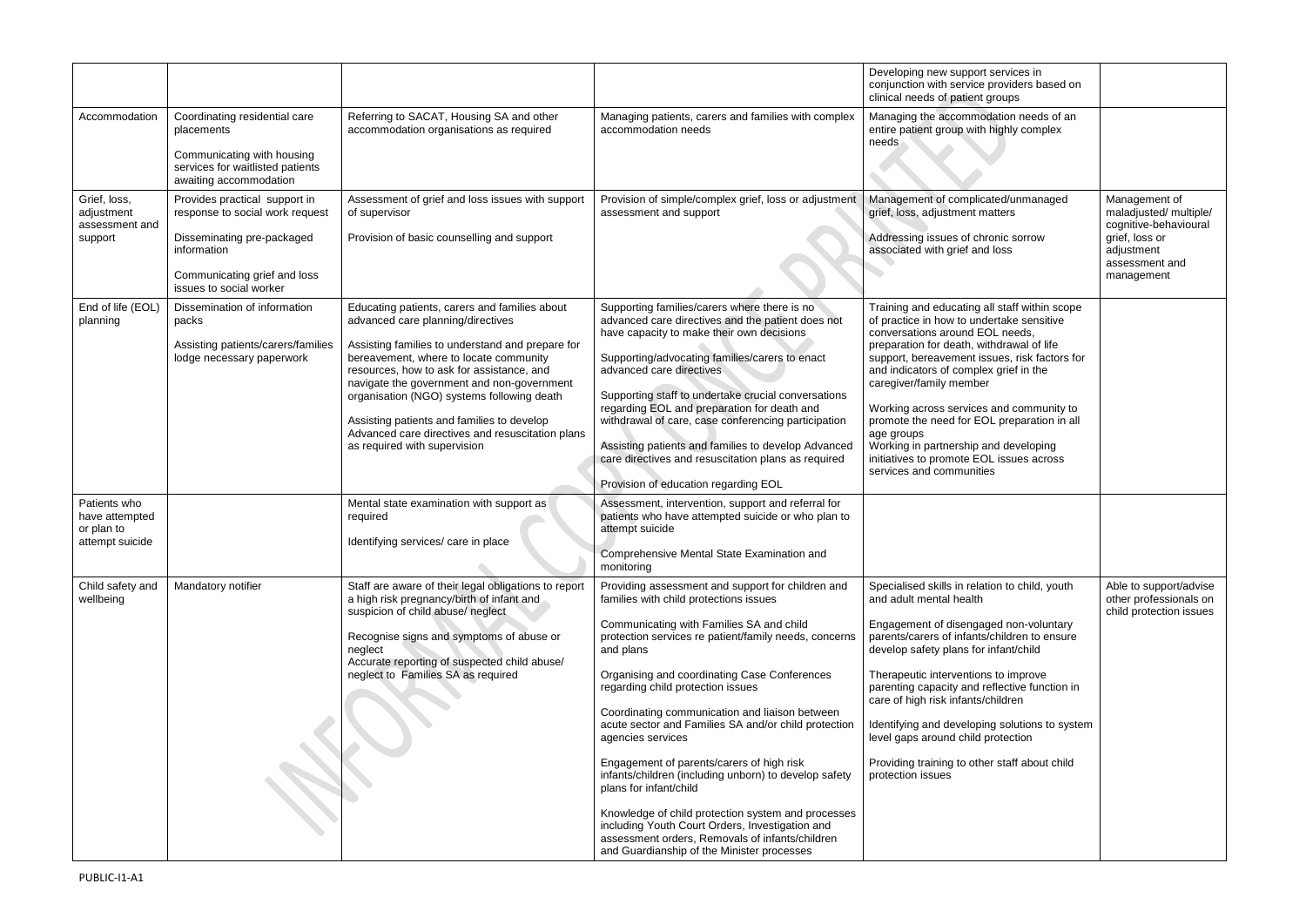| | | | | | |
|---|---|---|---|---|---|
| | | | | Developing new support services in conjunction with service providers based on clinical needs of patient groups | |
| Accommodation | Coordinating residential care placements<br><br>Communicating with housing services for waitlisted patients awaiting accommodation | Referring to SACAT, Housing SA and other accommodation organisations as required | Managing patients, carers and families with complex accommodation needs | Managing the accommodation needs of an entire patient group with highly complex needs | |
| Grief, loss, adjustment assessment and support | Provides practical support in response to social work request<br><br>Disseminating pre-packaged information<br><br>Communicating grief and loss issues to social worker | Assessment of grief and loss issues with support of supervisor<br><br>Provision of basic counselling and support | Provision of simple/complex grief, loss or adjustment assessment and support | Management of complicated/unmanaged grief, loss, adjustment matters<br><br>Addressing issues of chronic sorrow associated with grief and loss | Management of maladjusted/ multiple/ cognitive-behavioural grief, loss or adjustment assessment and management |
| End of life (EOL) planning | Dissemination of information packs<br><br>Assisting patients/carers/families lodge necessary paperwork | Educating patients, carers and families about advanced care planning/directives<br><br>Assisting families to understand and prepare for bereavement, where to locate community resources, how to ask for assistance, and navigate the government and non-government organisation (NGO) systems following death<br><br>Assisting patients and families to develop Advanced care directives and resuscitation plans as required with supervision | Supporting families/carers where there is no advanced care directives and the patient does not have capacity to make their own decisions<br><br>Supporting/advocating families/carers to enact advanced care directives<br><br>Supporting staff to undertake crucial conversations regarding EOL and preparation for death and withdrawal of care, case conferencing participation<br><br>Assisting patients and families to develop Advanced care directives and resuscitation plans as required<br><br>Provision of education regarding EOL | Training and educating all staff within scope of practice in how to undertake sensitive conversations around EOL needs, preparation for death, withdrawal of life support, bereavement issues, risk factors for and indicators of complex grief in the caregiver/family member<br><br>Working across services and community to promote the need for EOL preparation in all age groups<br>Working in partnership and developing initiatives to promote EOL issues across services and communities | |
| Patients who have attempted or plan to attempt suicide | | Mental state examination with support as required<br><br>Identifying services/ care in place | Assessment, intervention, support and referral for patients who have attempted suicide or who plan to attempt suicide<br><br>Comprehensive Mental State Examination and monitoring | | |
| Child safety and wellbeing | Mandatory notifier | Staff are aware of their legal obligations to report a high risk pregnancy/birth of infant and suspicion of child abuse/ neglect<br><br>Recognise signs and symptoms of abuse or neglect<br>Accurate reporting of suspected child abuse/ neglect to Families SA as required | Providing assessment and support for children and families with child protections issues<br><br>Communicating with Families SA and child protection services re patient/family needs, concerns and plans<br><br>Organising and coordinating Case Conferences regarding child protection issues<br><br>Coordinating communication and liaison between acute sector and Families SA and/or child protection agencies services<br><br>Engagement of parents/carers of high risk infants/children (including unborn) to develop safety plans for infant/child<br><br>Knowledge of child protection system and processes including Youth Court Orders, Investigation and assessment orders, Removals of infants/children and Guardianship of the Minister processes | Specialised skills in relation to child, youth and adult mental health<br><br>Engagement of disengaged non-voluntary parents/carers of infants/children to ensure develop safety plans for infant/child<br><br>Therapeutic interventions to improve parenting capacity and reflective function in care of high risk infants/children<br><br>Identifying and developing solutions to system level gaps around child protection<br><br>Providing training to other staff about child protection issues | Able to support/advise other professionals on child protection issues |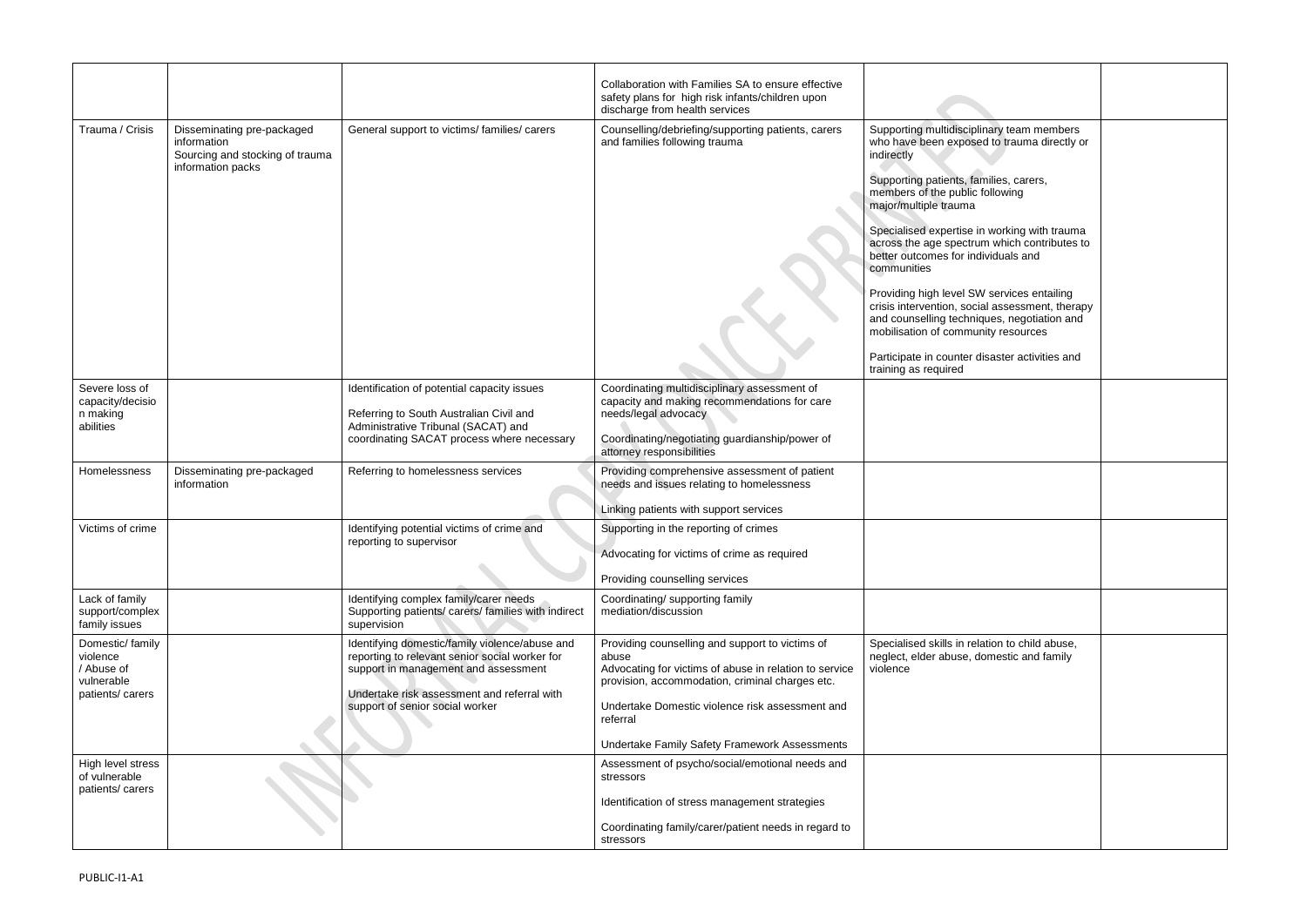| | | | | | |
|---|---|---|---|---|---|
| | | | Collaboration with Families SA to ensure effective safety plans for high risk infants/children upon discharge from health services | | |
| Trauma / Crisis | Disseminating pre-packaged information<br>Sourcing and stocking of trauma information packs | General support to victims/ families/ carers | Counselling/debriefing/supporting patients, carers and families following trauma | Supporting multidisciplinary team members who have been exposed to trauma directly or indirectly<br><br>Supporting patients, families, carers, members of the public following major/multiple trauma<br><br>Specialised expertise in working with trauma across the age spectrum which contributes to better outcomes for individuals and communities<br><br>Providing high level SW services entailing crisis intervention, social assessment, therapy and counselling techniques, negotiation and mobilisation of community resources<br><br>Participate in counter disaster activities and training as required | |
| Severe loss of capacity/decision making abilities | | Identification of potential capacity issues<br><br>Referring to South Australian Civil and Administrative Tribunal (SACAT) and coordinating SACAT process where necessary | Coordinating multidisciplinary assessment of capacity and making recommendations for care needs/legal advocacy<br><br>Coordinating/negotiating guardianship/power of attorney responsibilities | | |
| Homelessness | Disseminating pre-packaged information | Referring to homelessness services | Providing comprehensive assessment of patient needs and issues relating to homelessness<br><br>Linking patients with support services | | |
| Victims of crime | | Identifying potential victims of crime and reporting to supervisor | Supporting in the reporting of crimes<br><br>Advocating for victims of crime as required<br><br>Providing counselling services | | |
| Lack of family support/complex family issues | | Identifying complex family/carer needs<br>Supporting patients/ carers/ families with indirect supervision | Coordinating/ supporting family mediation/discussion | | |
| Domestic/ family violence / Abuse of vulnerable patients/ carers | | Identifying domestic/family violence/abuse and reporting to relevant senior social worker for support in management and assessment<br><br>Undertake risk assessment and referral with support of senior social worker | Providing counselling and support to victims of abuse<br>Advocating for victims of abuse in relation to service provision, accommodation, criminal charges etc.<br><br>Undertake Domestic violence risk assessment and referral<br><br>Undertake Family Safety Framework Assessments | Specialised skills in relation to child abuse, neglect, elder abuse, domestic and family violence | |
| High level stress of vulnerable patients/ carers | | | Assessment of psycho/social/emotional needs and stressors<br><br>Identification of stress management strategies<br><br>Coordinating family/carer/patient needs in regard to stressors | | |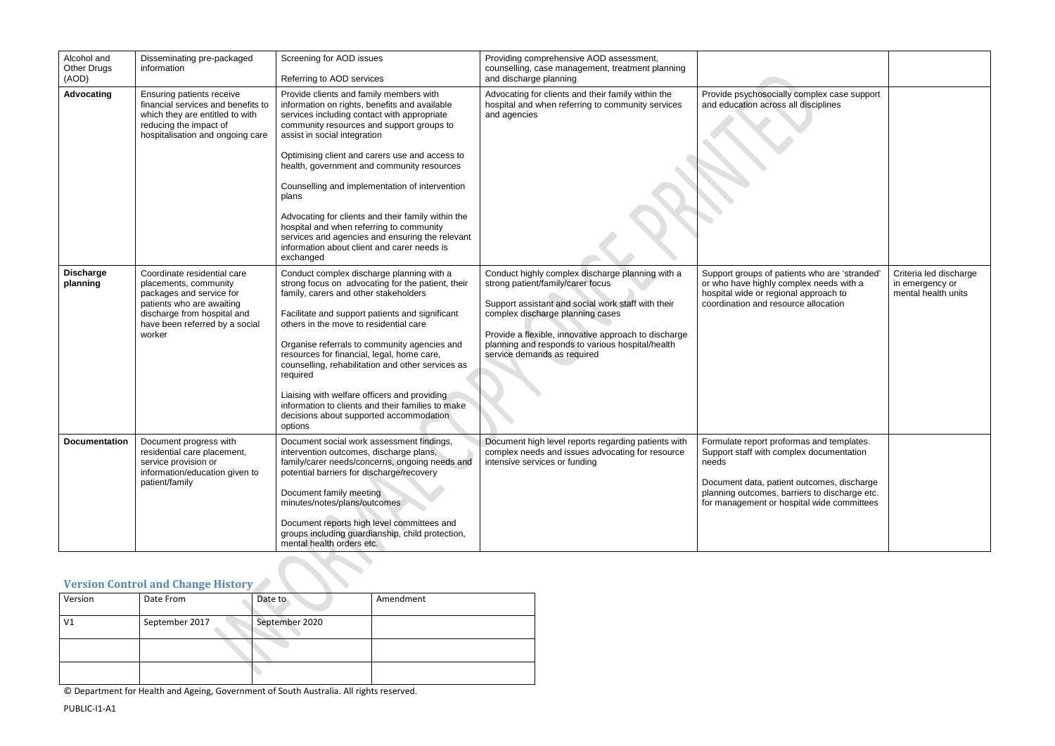| | | | | | |
|---|---|---|---|---|---|
| Alcohol and Other Drugs (AOD) | Disseminating pre-packaged information | Screening for AOD issues<br><br>Referring to AOD services | Providing comprehensive AOD assessment, counselling, case management, treatment planning and discharge planning | | |
| **Advocating** | Ensuring patients receive financial services and benefits to which they are entitled to with reducing the impact of hospitalisation and ongoing care | Provide clients and family members with information on rights, benefits and available services including contact with appropriate community resources and support groups to assist in social integration<br><br>Optimising client and carers use and access to health, government and community resources<br><br>Counselling and implementation of intervention plans<br><br>Advocating for clients and their family within the hospital and when referring to community services and agencies and ensuring the relevant information about client and carer needs is exchanged | Advocating for clients and their family within the hospital and when referring to community services and agencies | Provide psychosocially complex case support and education across all disciplines | |
| **Discharge planning** | Coordinate residential care placements, community packages and service for patients who are awaiting discharge from hospital and have been referred by a social worker | Conduct complex discharge planning with a strong focus on advocating for the patient, their family, carers and other stakeholders<br><br>Facilitate and support patients and significant others in the move to residential care<br><br>Organise referrals to community agencies and resources for financial, legal, home care, counselling, rehabilitation and other services as required<br><br>Liaising with welfare officers and providing information to clients and their families to make decisions about supported accommodation options | Conduct highly complex discharge planning with a strong patient/family/carer focus<br><br>Support assistant and social work staff with their complex discharge planning cases<br><br>Provide a flexible, innovative approach to discharge planning and responds to various hospital/health service demands as required | Support groups of patients who are 'stranded' or who have highly complex needs with a hospital wide or regional approach to coordination and resource allocation | Criteria led discharge in emergency or mental health units |
| **Documentation** | Document progress with residential care placement, service provision or information/education given to patient/family | Document social work assessment findings, intervention outcomes, discharge plans, family/carer needs/concerns, ongoing needs and potential barriers for discharge/recovery<br><br>Document family meeting minutes/notes/plans/outcomes<br><br>Document reports high level committees and groups including guardianship, child protection, mental health orders etc. | Document high level reports regarding patients with complex needs and issues advocating for resource intensive services or funding | Formulate report proformas and templates. Support staff with complex documentation needs<br><br>Document data, patient outcomes, discharge planning outcomes, barriers to discharge etc. for management or hospital wide committees | |

## Version Control and Change History

| Version | Date From | Date to | Amendment |
|---|---|---|---|
| V1 | September 2017 | September 2020 | |
| | | | |
| | | | |

© Department for Health and Ageing, Government of South Australia. All rights reserved.

PUBLIC-I1-A1